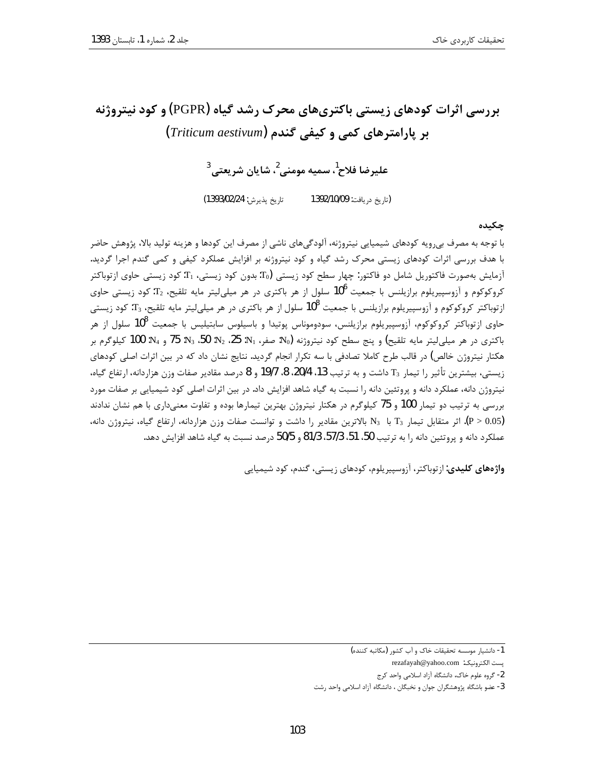# بررسی اثرات کودهای زیستی باکتری‌های محرک رشد گیاه (PGPR) و کود نیتروژنه بر پارامترهای کمی و کیفی گندم (*Triticum aestivum*)

**علیرضا فلاح[1]، سمیه مومنی[2]، شایان شریعتی[3]**

(تاریخ دریافت: 1392/10/09 تاریخ پذیرش: 1393/02/24)

## چکیده

با توجه به مصرف بی‌رویه کودهای شیمیایی نیتروژنه، آلودگی‌های ناشی از مصرف این کودها و هزینه تولید بالا، پژوهش حاضر با هدف بررسی اثرات کودهای زیستی محرک رشد گیاه و کود نیتروژنه بر افزایش عملکرد کیفی و کمی گندم اجرا گردید. آزمایش به‌صورت فاکتوریل شامل دو فاکتور: چهار سطح کود زیستی ($T_0$: بدون کود زیستی، $T_1$: کود زیستی حاوی ازتوباکتر کروکوکوم و آزوسپیریلوم برازیلنس با جمعیت $10^6$ سلول از هر باکتری در هر میلی‌لیتر مایه تلقیح، $T_2$: کود زیستی حاوی ازتوباکتر کروکوکوم و آزوسپیریلوم برازیلنس با جمعیت $10^8$ سلول از هر باکتری در هر میلی‌لیتر مایه تلقیح، $T_3$: کود زیستی حاوی ازتوباکتر کروکوکوم، آزوسپیریلوم برازیلنس، سودوموناس پوتیدا و باسیلوس سابتیلیس با جمعیت $10^8$ سلول از هر باکتری در هر میلی‌لیتر مایه تلقیح) و پنج سطح کود نیتروژنه ($N_0$: صفر، $N_1$: 25، $N_2$: 50، $N_3$: 75 و $N_4$: 100 کیلوگرم بر هکتار نیتروژن خالص) در قالب طرح کاملا تصادفی با سه تکرار انجام گردید. نتایج نشان داد که در بین اثرات اصلی کودهای زیستی، بیشترین تأثیر را تیمار $T_3$ داشت و به ترتیب 13، 20/4، 8، 19/7 و 8 درصد مقادیر صفات وزن هزاردانه، ارتفاع گیاه، نیتروژن دانه، عملکرد دانه و پروتئین دانه را نسبت به گیاه شاهد افزایش داد. در بین اثرات اصلی کود شیمیایی بر صفات مورد بررسی به ترتیب دو تیمار 100 و 75 کیلوگرم در هکتار نیتروژن بهترین تیمارها بوده و تفاوت معنی‌داری با هم نشان ندادند ($P > 0.05$). اثر متقابل تیمار $T_3$ با $N_3$ بالاترین مقادیر را داشت و توانست صفات وزن هزاردانه، ارتفاع گیاه، نیتروژن دانه، عملکرد دانه و پروتئین دانه را به ترتیب 50، 51، 57/3، 81/3 و 50/5 درصد نسبت به گیاه شاهد افزایش دهد.

**واژه‌های کلیدی:** ازتوباکتر، آزوسپیریلوم، کودهای زیستی، گندم، کود شیمیایی

---

1- دانشیار موسسه تحقیقات خاک و آب کشور (مکاتبه کننده)

پست الکترونیک: rezafayah@yahoo.com

2- گروه علوم خاک، دانشگاه آزاد اسلامی واحد کرج

3- عضو باشگاه پژوهشگران جوان و نخبگان ، دانشگاه آزاد اسلامی واحد رشت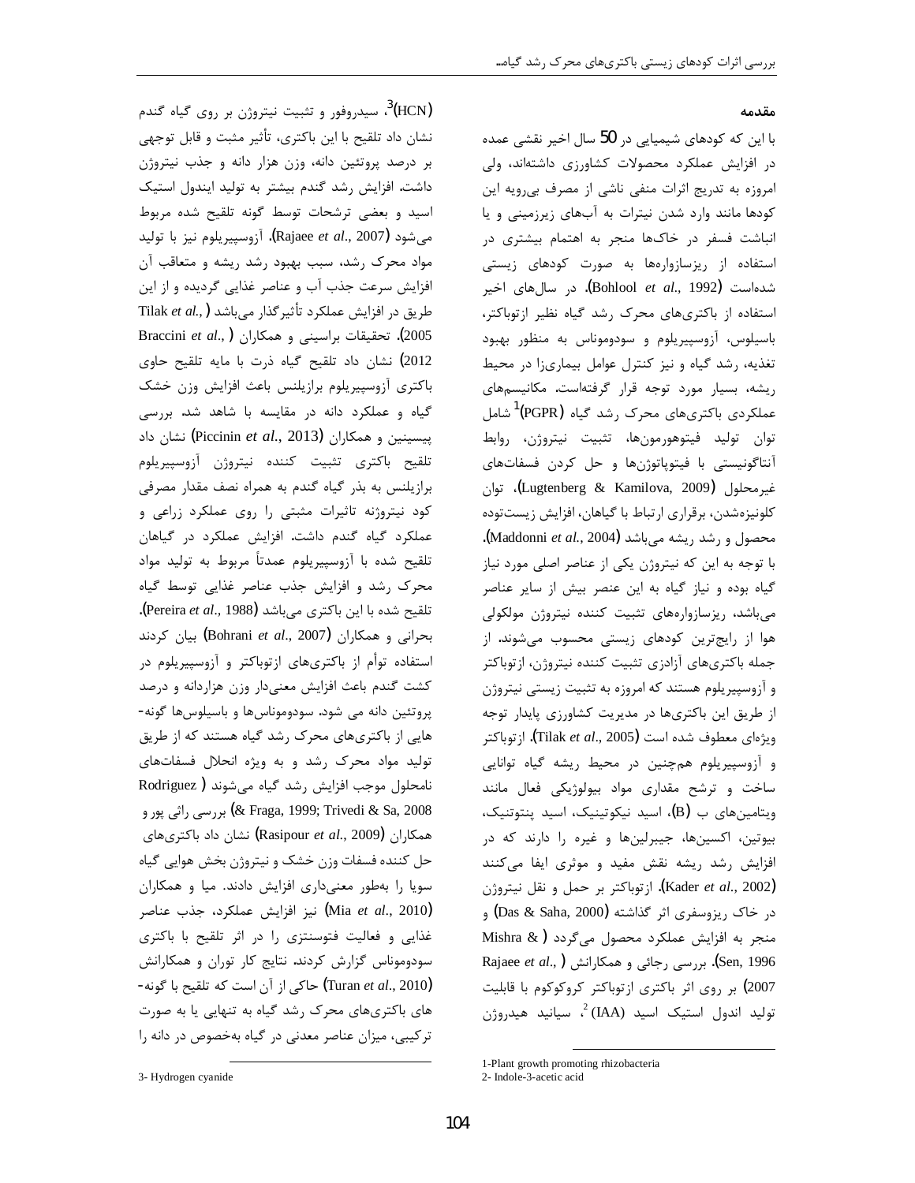**مقدمه**

با این که کودهای شیمیایی در 50 سال اخیر نقشی عمده در افزایش عملکرد محصولات کشاورزی داشته‌اند، ولی امروزه به تدریج اثرات منفی ناشی از مصرف بی‌رویه این کودها مانند وارد شدن نیترات به آب‌های زیرزمینی و یا انباشت فسفر در خاک‌ها منجر به اهتمام بیشتری در استفاده از ریزسازواره‌ها به صورت کودهای زیستی شده‌است (Bohlool *et al*., 1992). در سال‌های اخیر استفاده از باکتری‌های محرک رشد گیاه نظیر ازتوباکتر، باسیلوس، آزوسپیریلوم و سودوموناس به منظور بهبود تغذیه، رشد گیاه و نیز کنترل عوامل بیماری‌زا در محیط ریشه، بسیار مورد توجه قرار گرفته‌است. مکانیسم‌های عملکردی باکتری‌های محرک رشد گیاه (PGPR)[1] شامل توان تولید فیتوهورمون‌ها، تثبیت نیتروژن، روابط آنتاگونیستی با فیتوپاتوژن‌ها و حل کردن فسفات‌های غیرمحلول (Lugtenberg & Kamilova, 2009)، توان کلونیزه‌شدن، برقراری ارتباط با گیاهان، افزایش زیست‌توده محصول و رشد ریشه می‌باشد (Maddonni *et al*., 2004). با توجه به این که نیتروژن یکی از عناصر اصلی مورد نیاز گیاه بوده و نیاز گیاه به این عنصر بیش از سایر عناصر می‌باشد، ریزسازواره‌های تثبیت کننده نیتروژن مولکولی هوا از رایج‌ترین کودهای زیستی محسوب می‌شوند. از جمله باکتری‌های آزادزی تثبیت کننده نیتروژن، ازتوباکتر و آزوسپیریلوم هستند که امروزه به تثبیت زیستی نیتروژن از طریق این باکتری‌ها در مدیریت کشاورزی پایدار توجه ویژه‌ای معطوف شده است (Tilak *et al*., 2005). ازتوباکتر و آزوسپیریلوم هم‌چنین در محیط ریشه گیاه توانایی ساخت و ترشح مقداری مواد بیولوژیکی فعال مانند ویتامین‌های ب (B)، اسید نیکوتینیک، اسید پنتوتنیک، بیوتین، اکسین‌ها، جیبرلین‌ها و غیره را دارند که در افزایش رشد ریشه نقش مفید و موثری ایفا می‌کنند (Kader *et al*., 2002). ازتوباکتر بر حمل و نقل نیتروژن در خاک ریزوسفری اثر گذاشته (Das & Saha, 2000) و منجر به افزایش عملکرد محصول می‌گردد (Mishra & Sen, 1996). بررسی رجائی و همکارانش (Rajaee *et al*., 2007) بر روی اثر باکتری ازتوباکتر کروکوکوم با قابلیت تولید اندول استیک اسید (IAA)[2]، سیانید هیدروژن (HCN)[3]، سیدروفور و تثبیت نیتروژن بر روی گیاه گندم نشان داد تلقیح با این باکتری، تأثیر مثبت و قابل توجهی بر درصد پروتئین دانه، وزن هزار دانه و جذب نیتروژن داشت. افزایش رشد گندم بیشتر به تولید ایندول استیک اسید و بعضی ترشحات توسط گونه تلقیح شده مربوط می‌شود (Rajaee *et al*., 2007). آزوسپیریلوم نیز با تولید مواد محرک رشد، سبب بهبود رشد ریشه و متعاقب آن افزایش سرعت جذب آب و عناصر غذایی گردیده و از این طریق در افزایش عملکرد تأثیرگذار می‌باشد (Tilak *et al*., 2005). تحقیقات براسینی و همکاران (Braccini *et al*., 2012) نشان داد تلقیح گیاه ذرت با مایه تلقیح حاوی باکتری آزوسپیریلوم برازیلنس باعث افزایش وزن خشک گیاه و عملکرد دانه در مقایسه با شاهد شد. بررسی پیسینین و همکاران (Piccinin *et al*., 2013) نشان داد تلقیح باکتری تثبیت کننده نیتروژن آزوسپیریلوم برازیلنس به بذر گیاه گندم به همراه نصف مقدار مصرفی کود نیتروژنه تاثیرات مثبتی را روی عملکرد زراعی و عملکرد گیاه گندم داشت. افزایش عملکرد در گیاهان تلقیح شده با آزوسپیریلوم عمدتاً مربوط به تولید مواد محرک رشد و افزایش جذب عناصر غذایی توسط گیاه تلقیح شده با این باکتری می‌باشد (Pereira *et al*., 1988). بحرانی و همکاران (Bohrani *et al*., 2007) بیان کردند استفاده توأم از باکتری‌های ازتوباکتر و آزوسپیریلوم در کشت گندم باعث افزایش معنی‌دار وزن هزاردانه و درصد پروتئین دانه می شود. سودوموناس‌ها و باسیلوس‌ها گونه‌هایی از باکتری‌های محرک رشد گیاه هستند که از طریق تولید مواد محرک رشد و به ویژه انحلال فسفات‌های نامحلول موجب افزایش رشد گیاه می‌شوند (Rodriguez & Fraga, 1999; Trivedi & Sa, 2008) بررسی راثی پور و همکاران (Rasipour *et al*., 2009) نشان داد باکتری‌های حل کننده فسفات وزن خشک و نیتروژن بخش هوایی گیاه سویا را به‌طور معنی‌داری افزایش دادند. میا و همکاران (Mia *et al*., 2010) نیز افزایش عملکرد، جذب عناصر غذایی و فعالیت فتوسنتزی را در اثر تلقیح با باکتری سودوموناس گزارش کردند. نتایج کار توران و همکارانش (Turan *et al*., 2010) حاکی از آن است که تلقیح با گونه‌های باکتری‌های محرک رشد گیاه به تنهایی یا به صورت ترکیبی، میزان عناصر معدنی در گیاه به‌خصوص در دانه را

---

1-Plant growth promoting rhizobacteria

2- Indole-3-acetic acid

3- Hydrogen cyanide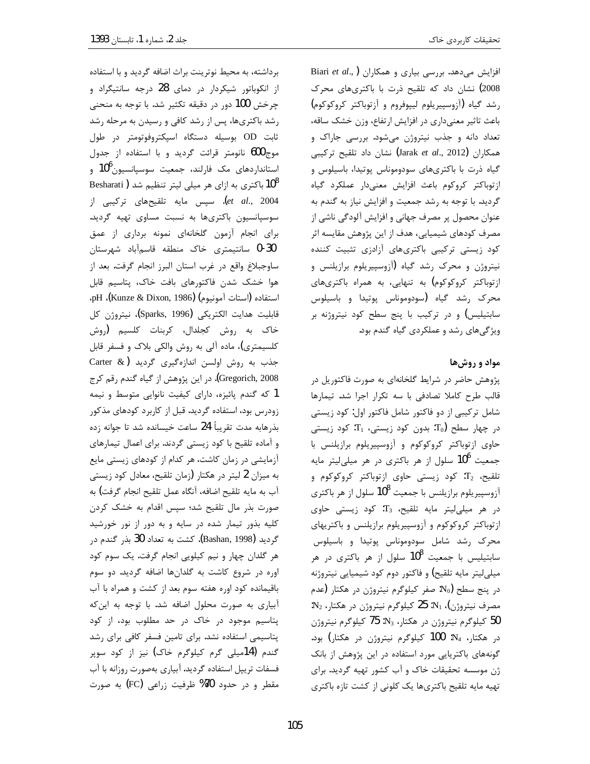افزایش می‌دهد. بررسی بیاری و همکاران (Biari *et al*., 2008) نشان داد که تلقیح ذرت با باکتری‌های محرک رشد گیاه (آزوسپیریلوم لیپوفروم و آزتوباکتر کروکوکوم) باعث تاثیر معنی‌داری در افزایش ارتفاع، وزن خشک ساقه، تعداد دانه و جذب نیتروژن می‌شود. بررسی جاراک و همکاران (Jarak *et al*., 2012) نشان داد تلقیح ترکیبی گیاه ذرت با باکتری‌های سودوموناس پوتیدا، باسیلوس و ازتوباکتر کروکوم باعث افزایش معنی‌دار عملکرد گیاه گردید. با توجه به رشد جمعیت و افزایش نیاز به گندم به عنوان محصول پر مصرف جهانی و افزایش آلودگی ناشی از مصرف کودهای شیمیایی، هدف از این پژوهش مقایسه اثر کود زیستی ترکیبی باکتری‌های آزادزی تثبیت کننده نیتروژن و محرک رشد گیاه (آزوسپیریلوم برازیلنس و ازتوباکتر کروکوکوم) به تنهایی، به همراه باکتری‌های محرک رشد گیاه (سودوموناس پوتیدا و باسیلوس سابتیلیس) و در ترکیب با پنج سطح کود نیتروژنه بر ویژگی‌های رشد و عملکردی گیاه گندم بود.

## مواد و روش‌ها

پژوهش حاضر در شرایط گلخانه‌ای به صورت فاکتوریل در قالب طرح کاملا تصادفی با سه تکرار اجرا شد. تیمارها شامل ترکیبی از دو فاکتور شامل فاکتور اول: کود زیستی در چهار سطح ($T_0$: بدون کود زیستی، $T_1$: کود زیستی حاوی ازتوباکتر کروکوکوم و آزوسپیریلوم برازیلنس با جمعیت $10^6$ سلول از هر باکتری در هر میلی‌لیتر مایه تلقیح، $T_2$: کود زیستی حاوی ازتوباکتر کروکوکوم و آزوسپیریلوم برازیلنس با جمعیت $10^8$ سلول از هر باکتری در هر میلی‌لیتر مایه تلقیح، $T_3$: کود زیستی حاوی ازتوباکتر کروکوکوم و آزوسپیریلوم برازیلنس و باکتریهای محرک رشد شامل سودوموناس پوتیدا و باسیلوس سابتیلیس با جمعیت $10^8$ سلول از هر باکتری در هر میلی‌لیتر مایه تلقیح) و فاکتور دوم کود شیمیایی نیتروژنه در پنج سطح ($N_0$: صفر کیلوگرم نیتروژن در هکتار (عدم مصرف نیتروژن)، $N_1$: 25 کیلوگرم نیتروژن در هکتار، $N_2$: 50 کیلوگرم نیتروژن در هکتار، $N_3$: 75 کیلوگرم نیتروژن در هکتار، $N_4$: 100 کیلوگرم نیتروژن در هکتار) بود. گونه‌های باکتریایی مورد استفاده در این پژوهش از بانک ژن موسسه تحقیقات خاک و آب کشور تهیه گردید. برای تهیه مایه تلقیح باکتری‌ها یک کلونی از کشت تازه باکتری برداشته، به محیط نوترینت براث اضافه گردید و با استفاده از انکوباتور شیکردار در دمای 28 درجه سانتیگراد و چرخش 100 دور در دقیقه تکثیر شد. با توجه به منحنی رشد باکتری‌ها، پس از رشد کافی و رسیدن به مرحله رشد ثابت OD بوسیله دستگاه اسپکتروفوتومتر در طول موج600 نانومتر قرائت گردید و با استفاده از جدول استانداردهای مک فارلند، جمعیت سوسپانسیون$10^6$ و $10^8$ باکتری به ازای هر میلی لیتر تنظیم شد (Besharati *et al*., 2004). سپس مایه تلقیح‌های ترکیبی از سوسپانسیون باکتری‌ها به نسبت مساوی تهیه گردید. برای انجام آزمون گلخانه‌ای نمونه برداری از عمق 30-0 سانتیمتری خاک منطقه قاسم‌آباد شهرستان ساوجبلاغ واقع در غرب استان البرز انجام گرفت. بعد از هوا خشک شدن فاکتورهای بافت خاک، پتاسیم قابل استفاده (استات آمونیوم) (Kunze & Dixon, 1986)، pH، قابلیت هدایت الکتریکی (Sparks, 1996)، نیتروژن کل خاک به روش کجلدال، کربنات کلسیم (روش کلسیمتری)، ماده آلی به روش والکی بلاک و فسفر قابل جذب به روش اولسن اندازه‌گیری گردید (Carter & Gregorich, 2008). در این پژوهش از گیاه گندم رقم کرج 1 که گندم پائیزه، دارای کیفیت نانوایی متوسط و نیمه زودرس بود، استفاده گردید. قبل از کاربرد کودهای مذکور بذرهابه مدت تقریباً 24 ساعت خیسانده شد تا جوانه زده و آماده تلقیح با کود زیستی گردند. برای اعمال تیمارهای آزمایشی در زمان کاشت، هر کدام از کودهای زیستی مایع به میزان 2 لیتر در هکتار (زمان تلقیح، معادل کود زیستی آب به مایه تلقیح اضافه، آنگاه عمل تلقیح انجام گرفت) به صورت بذر مال تلقیح شد؛ سپس اقدام به خشک کردن کلیه بذور تیمار شده در سایه و به دور از نور خورشید گردید (Bashan, 1998). کشت به تعداد 30 بذر گندم در هر گلدان چهار و نیم کیلویی انجام گرفت. یک سوم کود اوره در شروع کاشت به گلدان‌ها اضافه گردید. دو سوم باقیمانده کود اوره هفته سوم بعد از کشت و همراه با آب آبیاری به صورت محلول اضافه شد. با توجه به این‌که پتاسیم موجود در خاک در حد مطلوب بود، از کود پتاسیمی استفاده نشد. برای تامین فسفر کافی برای رشد گندم (14میلی گرم کیلوگرم خاک) نیز از کود سوپر فسفات تریپل استفاده گردید. آبیاری به‌صورت روزانه با آب مقطر و در حدود 70% ظرفیت زراعی (FC) به صورت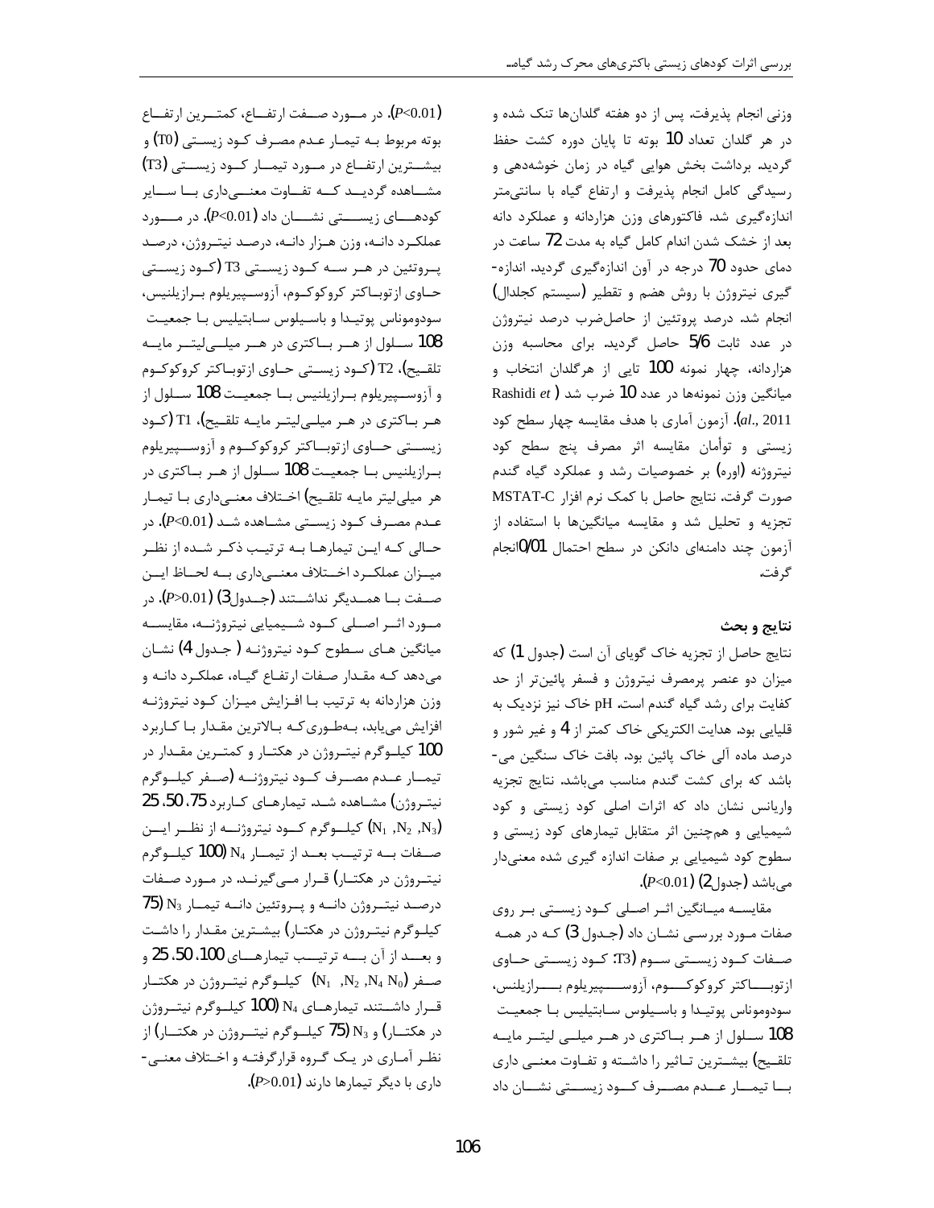وزنی انجام پذیرفت. پس از دو هفته گلدان‌ها تنک شده و در هر گلدان تعداد 10 بوته تا پایان دوره کشت حفظ گردید. برداشت بخش هوایی گیاه در زمان خوشه‌دهی و رسیدگی کامل انجام پذیرفت و ارتفاع گیاه با سانتی‌متر اندازه‌گیری شد. فاکتورهای وزن هزاردانه و عملکرد دانه بعد از خشک شدن اندام کامل گیاه به مدت 72 ساعت در دمای حدود 70 درجه در آون اندازه‌گیری گردید. اندازه‌گیری نیتروژن با روش هضم و تقطیر (سیستم کجلدال) انجام شد. درصد پروتئین از حاصل‌ضرب درصد نیتروژن در عدد ثابت 5/6 حاصل گردید. برای محاسبه وزن هزاردانه، چهار نمونه 100 تایی از هرگلدان انتخاب و میانگین وزن نمونه‌ها در عدد 10 ضرب شد (Rashidi *et al.*, 2011). آزمون آماری با هدف مقایسه چهار سطح کود زیستی و توأمان مقایسه اثر مصرف پنج سطح کود نیتروژنه (اوره) بر خصوصیات رشد و عملکرد گیاه گندم صورت گرفت. نتایج حاصل با کمک نرم افزار MSTAT-C تجزیه و تحلیل شد و مقایسه میانگین‌ها با استفاده از آزمون چند دامنه‌ای دانکن در سطح احتمال 0/01انجام گرفت.

## نتایج و بحث

نتایج حاصل از تجزیه خاک گویای آن است (جدول 1) که میزان دو عنصر پرمصرف نیتروژن و فسفر پائین‌تر از حد کفایت برای رشد گیاه گندم است. pH خاک نیز نزدیک به قلیایی بود. هدایت الکتریکی خاک کمتر از 4 و غیر شور و درصد ماده آلی خاک پائین بود. بافت خاک سنگین می‌باشد که برای کشت گندم مناسب می‌باشد. نتایج تجزیه واریانس نشان داد که اثرات اصلی کود زیستی و کود شیمیایی و هم‌چنین اثر متقابل تیمارهای کود زیستی و سطوح کود شیمیایی بر صفات اندازه گیری شده معنی‌دار می‌باشد (جدول2) ($P<0.01$).

مقایسه میانگین اثر اصلی کود زیستی بر روی صفات مورد بررسی نشان داد (جدول 3) که در همه صفات کود زیستی سوم (T3: کود زیستی حاوی ازتوباکتر کروکوکوم، آزوسپیریلوم برازیلنس، سودوموناس پوتیدا و باسیلوس سابتیلیس با جمعیت 108 سلول از هر باکتری در هر میلی لیتر مایه تلقیح) بیشترین تاثیر را داشته و تفاوت معنی داری با تیمار عدم مصرف کود زیستی نشان داد ($P<0.01$). در مورد صفت ارتفاع، کمترین ارتفاع بوته مربوط به تیمار عدم مصرف کود زیستی (T0) و بیشترین ارتفاع در مورد تیمار کود زیستی (T3) مشاهده گردید که تفاوت معنی‌داری با سایر کودهای زیستی نشان داد ($P<0.01$). در مورد عملکرد دانه، وزن هزار دانه، درصد نیتروژن، درصد پروتئین در هر سه کود زیستی T3 (کود زیستی حاوی ازتوباکتر کروکوکوم، آزوسپیریلوم برازیلنس، سودوموناس پوتیدا و باسیلوس سابتیلیس با جمعیت 108 سلول از هر باکتری در هر میلی‌لیتر مایه تلقیح)، T2 (کود زیستی حاوی ازتوباکتر کروکوکوم و آزوسپیریلوم برازیلنس با جمعیت 108 سلول از هر باکتری در هر میلی‌لیتر مایه تلقیح)، T1 (کود زیستی حاوی ازتوباکتر کروکوکوم و آزوسپیریلوم برازیلنس با جمعیت 108 سلول از هر باکتری در هر میلی‌لیتر مایه تلقیح) اختلاف معنی‌داری با تیمار عدم مصرف کود زیستی مشاهده شد ($P<0.01$). در حالی که این تیمارها به ترتیب ذکر شده از نظر میزان عملکرد اختلاف معنی‌داری به لحاظ این صفت با همدیگر نداشتند (جدول3) ($P>0.01$). در مورد اثر اصلی کود شیمیایی نیتروژنه، مقایسه میانگین های سطوح کود نیتروژنه ( جدول 4) نشان می‌دهد که مقدار صفات ارتفاع گیاه، عملکرد دانه و وزن هزاردانه به ترتیب با افزایش میزان کود نیتروژنه افزایش می‌یابد، به‌طوری‌که بالاترین مقدار با کاربرد 100 کیلوگرم نیتروژن در هکتار و کمترین مقدار در تیمار عدم مصرف کود نیتروژنه (صفر کیلوگرم نیتروژن) مشاهده شد. تیمارهای کاربرد 75، 50، 25 ($N_1$ ,$N_2$ ,$N_3$) کیلوگرم کود نیتروژنه از نظر این صفات به ترتیب بعد از تیمار $N_4$ (100 کیلوگرم نیتروژن در هکتار) قرار می‌گیرند. در مورد صفات درصد نیتروژن دانه و پروتئین دانه تیمار $N_3$ (75 کیلوگرم نیتروژن در هکتار) بیشترین مقدار را داشت و بعد از آن به ترتیب تیمارهای 100، 50، 25 و صفر ($N_1$ ,$N_2$ ,$N_4$ $N_0$) کیلوگرم نیتروژن در هکتار قرار داشتند. تیمارهای $N_4$ (100 کیلوگرم نیتروژن در هکتار) و $N_3$ (75 کیلوگرم نیتروژن در هکتار) از نظر آماری در یک گروه قرارگرفته و اختلاف معنی‌داری با دیگر تیمارها دارند ($P>0.01$).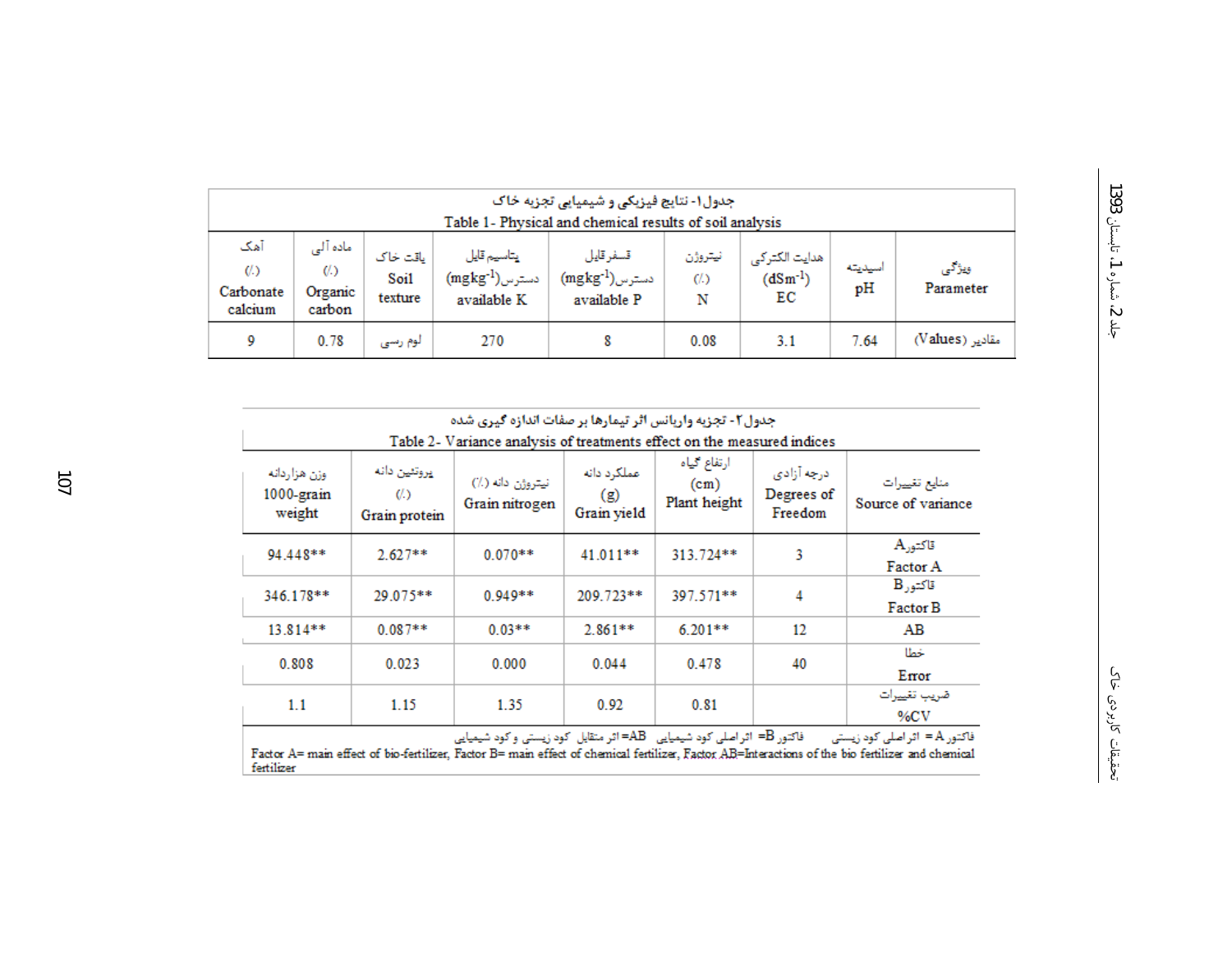جدول ۱- نتایج فیزیکی و شیمیایی تجزیه خاک

Table 1- Physical and chemical results of soil analysis

| ویژگی Parameter | اسیدیته pH | هدایت الکتریکی ($dSm^{-1}$) EC | نیتروژن (٪) N | فسفر قابل دسترس ($mgkg^{-1}$) available P | پتاسیم قابل دسترس ($mgkg^{-1}$) available K | بافت خاک Soil texture | ماده آلی (٪) Organic carbon | آهک (٪) Carbonate calcium |
|---|---|---|---|---|---|---|---|---|
| مقادیر (Values) | 7.64 | 3.1 | 0.08 | 8 | 270 | لوم رسی | 0.78 | 9 |

جدول ۲- تجزیه واریانس اثر تیمارها بر صفات اندازه گیری شده

Table 2- Variance analysis of treatments effect on the measured indices

| منابع تغییرات Source of variance | درجه آزادی Degrees of Freedom | ارتفاع گیاه (cm) Plant height | عملکرد دانه (g) Grain yield | نیتروژن دانه (٪) Grain nitrogen | پروتئین دانه (٪) Grain protein | وزن هزاردانه 1000-grain weight |
|---|---|---|---|---|---|---|
| فاکتور A Factor A | 3 | 313.724** | 41.011** | 0.070** | 2.627** | 94.448** |
| فاکتور B Factor B | 4 | 397.571** | 209.723** | 0.949** | 29.075** | 346.178** |
| AB | 12 | 6.201** | 2.861** | 0.03** | 0.087** | 13.814** |
| خطا Error | 40 | 0.478 | 0.044 | 0.000 | 0.023 | 0.808 |
| ضریب تغییرات %CV | | 0.81 | 0.92 | 1.35 | 1.15 | 1.1 |

فاکتور A = اثر اصلی کود زیستی  فاکتور B= اثر اصلی کود شیمیایی  AB= اثر متقابل کود زیستی و کود شیمیایی

Factor A= main effect of bio-fertilizer, Factor B= main effect of chemical fertilizer, Factor AB=Interactions of the bio fertilizer and chemical fertilizer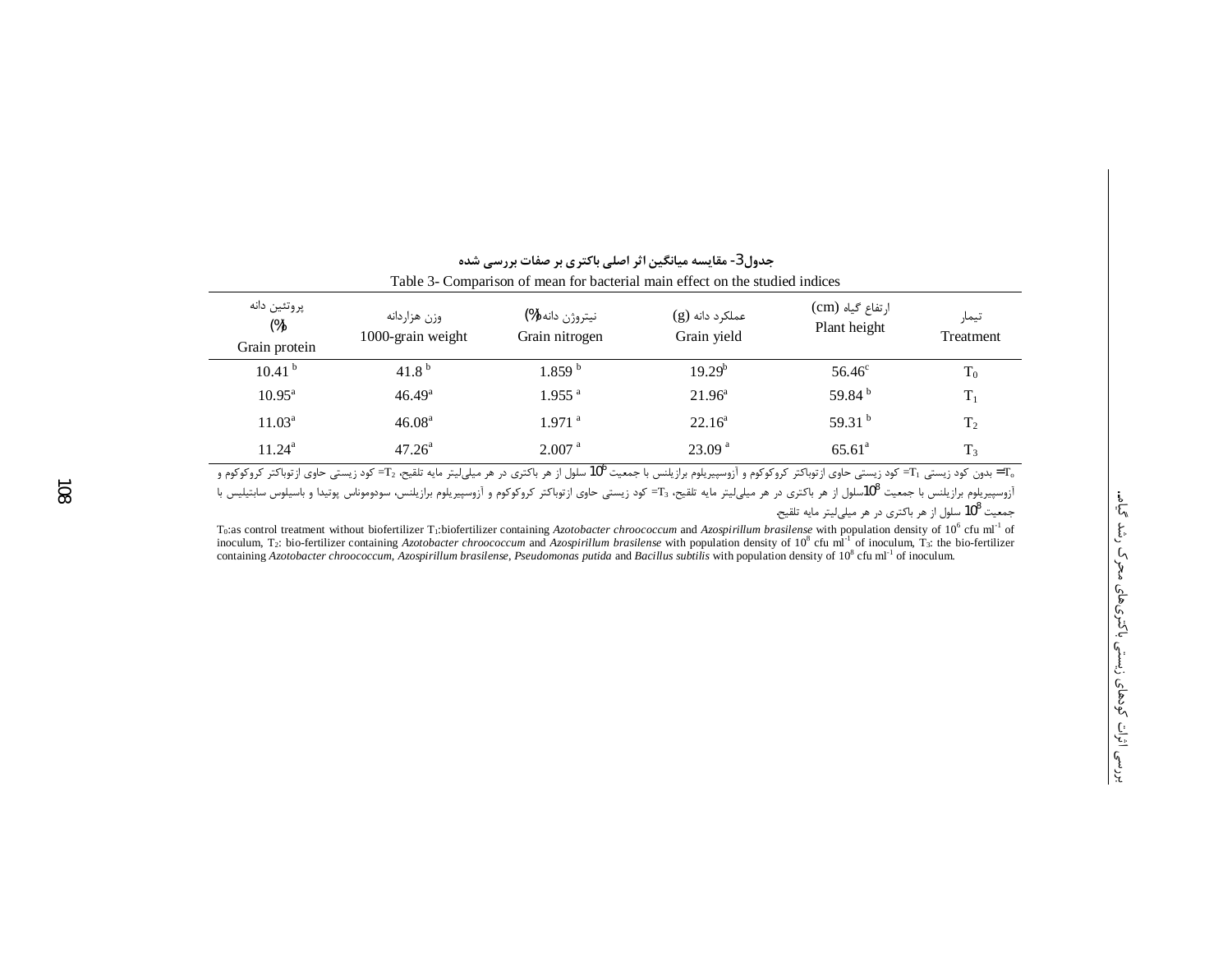**جدول3- مقایسه میانگین اثر اصلی باکتری بر صفات بررسی شده**

Table 3- Comparison of mean for bacterial main effect on the studied indices

| تیمار Treatment | ارتفاع گیاه (cm) Plant height | عملکرد دانه (g) Grain yield | نیتروژن دانه (%) Grain nitrogen | وزن هزاردانه 1000-grain weight | پروتئین دانه (%) Grain protein |
|---|---|---|---|---|---|
| $T_0$ | 56.46[c] | 19.29[b] | 1.859 [b] | 41.8 [b] | 10.41 [b] |
| $T_1$ | 59.84 [b] | 21.96[a] | 1.955 [a] | 46.49[a] | 10.95[a] |
| $T_2$ | 59.31 [b] | 22.16[a] | 1.971 [a] | 46.08[a] | 11.03[a] |
| $T_3$ | 65.61[a] | 23.09 [a] | 2.007 [a] | 47.26[a] | 11.24[a] |

$T_0$= بدون کود زیستی $T_1$= کود زیستی حاوی ازتوباکتر کروکوکوم و آزوسپیریلوم برازیلنس با جمعیت $10^6$ سلول از هر باکتری در هر میلی‌لیتر مایه تلقیح، $T_2$= کود زیستی حاوی ازتوباکتر کروکوکوم و آزوسپیریلوم برازیلنس با جمعیت $10^8$سلول از هر باکتری در هر میلی‌لیتر مایه تلقیح، $T_3$= کود زیستی حاوی ازتوباکتر کروکوکوم و آزوسپیریلوم برازیلنس، سودوموناس پوتیدا و باسیلوس سابتیلیس با جمعیت $10^8$ سلول از هر باکتری در هر میلی‌لیتر مایه تلقیح.

$T_0$:as control treatment without biofertilizer $T_1$:biofertilizer containing *Azotobacter chroococcum* and *Azospirillum brasilense* with population density of $10^6$ cfu $ml^{-1}$ of inoculum, $T_2$: bio-fertilizer containing *Azotobacter chroococcum* and *Azospirillum brasilense* with population density of $10^8$ cfu $ml^{-1}$ of inoculum, $T_3$: the bio-fertilizer containing *Azotobacter chroococcum, Azospirillum brasilense, Pseudomonas putida* and *Bacillus subtilis* with population density of $10^8$ cfu $ml^{-1}$ of inoculum.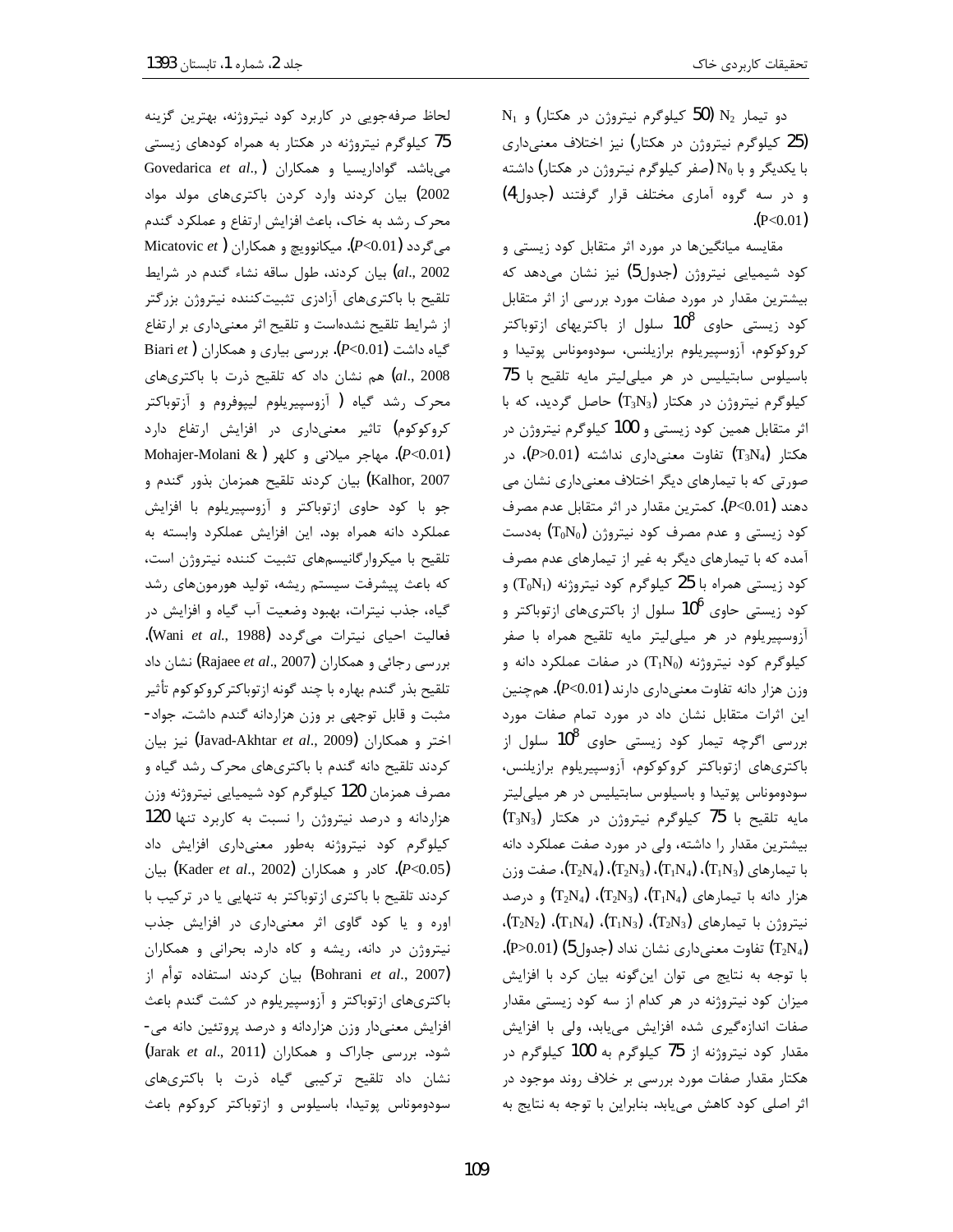دو تیمار $N_2$ (50 کیلوگرم نیتروژن در هکتار) و $N_1$ (25 کیلوگرم نیتروژن در هکتار) نیز اختلاف معنی‌داری با یکدیگر و با $N_0$ (صفر کیلوگرم نیتروژن در هکتار) داشته و در سه گروه آماری مختلف قرار گرفتند (جدول4) ($P<0.01$).

مقایسه میانگین‌ها در مورد اثر متقابل کود زیستی و کود شیمیایی نیتروژن (جدول5) نیز نشان می‌دهد که بیشترین مقدار در مورد صفات مورد بررسی از اثر متقابل کود زیستی حاوی $10^8$ سلول از باکتریهای ازتوباکتر کروکوکوم، آزوسپیریلوم برازیلنس، سودوموناس پوتیدا و باسیلوس سابتیلیس در هر میلی‌لیتر مایه تلقیح با 75 کیلوگرم نیتروژن در هکتار ($T_3N_3$) حاصل گردید، که با اثر متقابل همین کود زیستی و 100 کیلوگرم نیتروژن در هکتار ($T_3N_4$) تفاوت معنی‌داری نداشته ($P>0.01$)، در صورتی که با تیمارهای دیگر اختلاف معنی‌داری نشان می دهند ($P<0.01$). کمترین مقدار در اثر متقابل عدم مصرف کود زیستی و عدم مصرف کود نیتروژن ($T_0N_0$) به‌دست آمده که با تیمارهای دیگر به غیر از تیمارهای عدم مصرف کود زیستی همراه با 25 کیلوگرم کود نیتروژنه ($T_0N_1$) و کود زیستی حاوی $10^6$ سلول از باکتری‌های ازتوباکتر و آزوسپیریلوم در هر میلی‌لیتر مایه تلقیح همراه با صفر کیلوگرم کود نیتروژنه ($T_1N_0$) در صفات عملکرد دانه و وزن هزار دانه تفاوت معنی‌داری دارند ($P<0.01$). همچنین این اثرات متقابل نشان داد در مورد تمام صفات مورد بررسی اگرچه تیمار کود زیستی حاوی $10^8$ سلول از باکتری‌های ازتوباکتر کروکوکوم، آزوسپیریلوم برازیلنس، سودوموناس پوتیدا و باسیلوس سابتیلیس در هر میلی‌لیتر مایه تلقیح با 75 کیلوگرم نیتروژن در هکتار ($T_3N_3$) بیشترین مقدار را داشته، ولی در مورد صفت عملکرد دانه با تیمارهای ($T_1N_3$)، ($T_1N_4$)، ($T_2N_3$)، ($T_2N_4$)، صفت وزن هزار دانه با تیمارهای ($T_1N_4$)، ($T_2N_3$)، ($T_2N_4$) و درصد نیتروژن با تیمارهای ($T_2N_3$)، ($T_1N_3$)، ($T_1N_4$)، ($T_2N_2$)، ($T_2N_4$) تفاوت معنی‌داری نشان نداد (جدول5) ($P>0.01$). با توجه به نتایج می توان این‌گونه بیان کرد با افزایش میزان کود نیتروژنه در هر کدام از سه کود زیستی مقدار صفات اندازه‌گیری شده افزایش می‌یابد، ولی با افزایش مقدار کود نیتروژنه از 75 کیلوگرم به 100 کیلوگرم در هکتار مقدار صفات مورد بررسی بر خلاف روند موجود در اثر اصلی کود کاهش می‌یابد. بنابراین با توجه به نتایج به لحاظ صرفه‌جویی در کاربرد کود نیتروژنه، بهترین گزینه 75 کیلوگرم نیتروژنه در هکتار به همراه کودهای زیستی می‌باشد. گواداریسیا و همکاران (Govedarica *et al*., 2002) بیان کردند وارد کردن باکتری‌های مولد مواد محرک رشد به خاک، باعث افزایش ارتفاع و عملکرد گندم می‌گردد ($P<0.01$). میکانوویچ و همکاران (Micatovic *et al*., 2002) بیان کردند، طول ساقه نشاء گندم در شرایط تلقیح با باکتری‌های آزادزی تثبیت‌کننده نیتروژن بزرگتر از شرایط تلقیح نشده‌است و تلقیح اثر معنی‌داری بر ارتفاع گیاه داشت ($P<0.01$). بررسی بیاری و همکاران (Biari *et al*., 2008) هم نشان داد که تلقیح ذرت با باکتری‌های محرک رشد گیاه ( آزوسپیریلوم لیپوفروم و آزتوباکتر کروکوکوم) تاثیر معنی‌داری در افزایش ارتفاع دارد ($P<0.01$). مهاجر میلانی و کلهر (Mohajer-Molani & Kalhor, 2007) بیان کردند تلقیح همزمان بذور گندم و جو با کود حاوی ازتوباکتر و آزوسپیریلوم با افزایش عملکرد دانه همراه بود. این افزایش عملکرد وابسته به تلقیح با میکروارگانیسم‌های تثبیت کننده نیتروژن است، که باعث پیشرفت سیستم ریشه، تولید هورمون‌های رشد گیاه، جذب نیترات، بهبود وضعیت آب گیاه و افزایش در فعالیت احیای نیترات می‌گردد (Wani *et al*., 1988). بررسی رجائی و همکاران (Rajaee *et al*., 2007) نشان داد تلقیح بذر گندم بهاره با چند گونه ازتوباکترکروکوکوم تأثیر مثبت و قابل توجهی بر وزن هزاردانه گندم داشت. جواد-اختر و همکاران (Javad-Akhtar *et al*., 2009) نیز بیان کردند تلقیح دانه گندم با باکتری‌های محرک رشد گیاه و مصرف همزمان 120 کیلوگرم کود شیمیایی نیتروژنه وزن هزاردانه و درصد نیتروژن را نسبت به کاربرد تنها 120 کیلوگرم کود نیتروژنه به‌طور معنی‌داری افزایش داد ($P<0.05$). کادر و همکاران (Kader *et al*., 2002) بیان کردند تلقیح با باکتری ازتوباکتر به تنهایی یا در ترکیب با اوره و یا کود گاوی اثر معنی‌داری در افزایش جذب نیتروژن در دانه، ریشه و کاه دارد. بحرانی و همکاران (Bohrani *et al*., 2007) بیان کردند استفاده توأم از باکتری‌های ازتوباکتر و آزوسپیریلوم در کشت گندم باعث افزایش معنی‌دار وزن هزاردانه و درصد پروتئین دانه می‌شود. بررسی جاراک و همکاران (Jarak *et al*., 2011) نشان داد تلقیح ترکیبی گیاه ذرت با باکتری‌های سودوموناس پوتیدا، باسیلوس و ازتوباکتر کروکوم باعث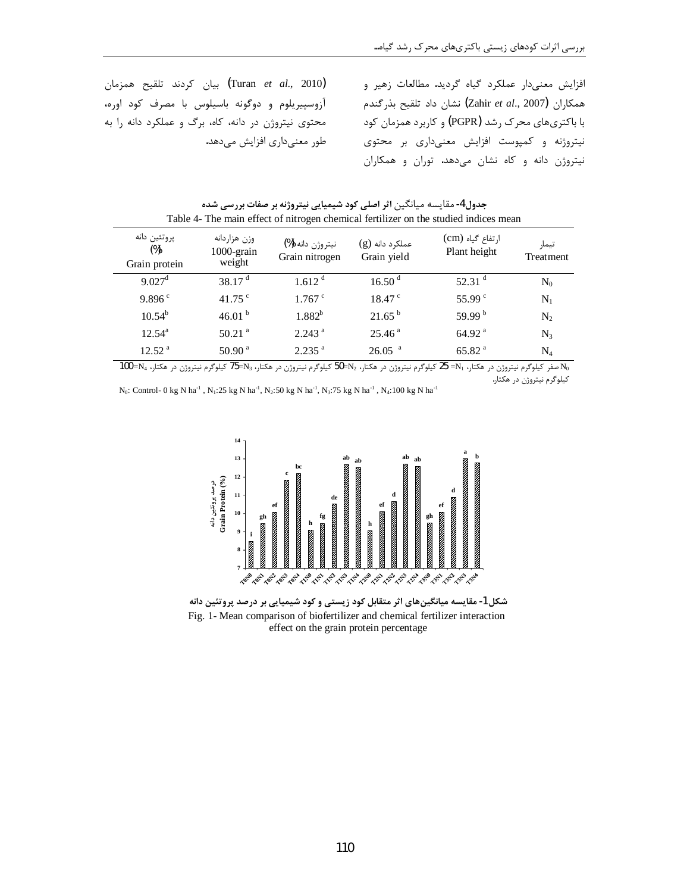افزایش معنی‌دار عملکرد گیاه گردید. مطالعات زهیر و همکاران (Zahir *et al*., 2007) نشان داد تلقیح بذرگندم با باکتری‌های محرک رشد (PGPR) و کاربرد همزمان کود نیتروژنه و کمپوست افزایش معنی‌داری بر محتوی نیتروژن دانه و کاه نشان می‌دهد. توران و همکاران (Turan *et al*., 2010) بیان کردند تلقیح همزمان آزوسپیریلوم و دوگونه باسیلوس با مصرف کود اوره، محتوی نیتروژن در دانه، کاه، برگ و عملکرد دانه را به طور معنی‌داری افزایش می‌دهد.

**جدول4-** مقایسه میانگین **اثر اصلی کود شیمیایی نیتروژنه بر صفات بررسی شده**

Table 4- The main effect of nitrogen chemical fertilizer on the studied indices mean

| پروتئین دانه (%) Grain protein | وزن هزاردانه 1000-grain weight | نیتروژن دانه (%) Grain nitrogen | عملکرد دانه (g) Grain yield | ارتفاع گیاه (cm) Plant height | تیمار Treatment |
|---|---|---|---|---|---|
| 9.027 [d] | 38.17 [d] | 1.612 [d] | 16.50 [d] | 52.31 [d] | $N_0$ |
| 9.896 [c] | 41.75 [c] | 1.767 [c] | 18.47 [c] | 55.99 [c] | $N_1$ |
| 10.54 [b] | 46.01 [b] | 1.882 [b] | 21.65 [b] | 59.99 [b] | $N_2$ |
| 12.54 [a] | 50.21 [a] | 2.243 [a] | 25.46 [a] | 64.92 [a] | $N_3$ |
| 12.52 [a] | 50.90 [a] | 2.235 [a] | 26.05 [a] | 65.82 [a] | $N_4$ |

$N_0$ صفر کیلوگرم نیتروژن در هکتار، $N_1$= 25 کیلوگرم نیتروژن در هکتار، $N_2$=50 کیلوگرم نیتروژن در هکتار، $N_3$=75 کیلوگرم نیتروژن در هکتار، $N_4$=100 کیلوگرم نیتروژن در هکتار.

$N_0$: Control- 0 kg N ha$^{-1}$ , $N_1$:25 kg N ha$^{-1}$, $N_2$:50 kg N ha$^{-1}$, $N_3$:75 kg N ha$^{-1}$ , $N_4$:100 kg N ha$^{-1}$

**شکل1- مقایسه میانگین‌های اثر متقابل کود زیستی و کود شیمیایی بر درصد پروتئین دانه**

Fig. 1- Mean comparison of biofertilizer and chemical fertilizer interaction effect on the grain protein percentage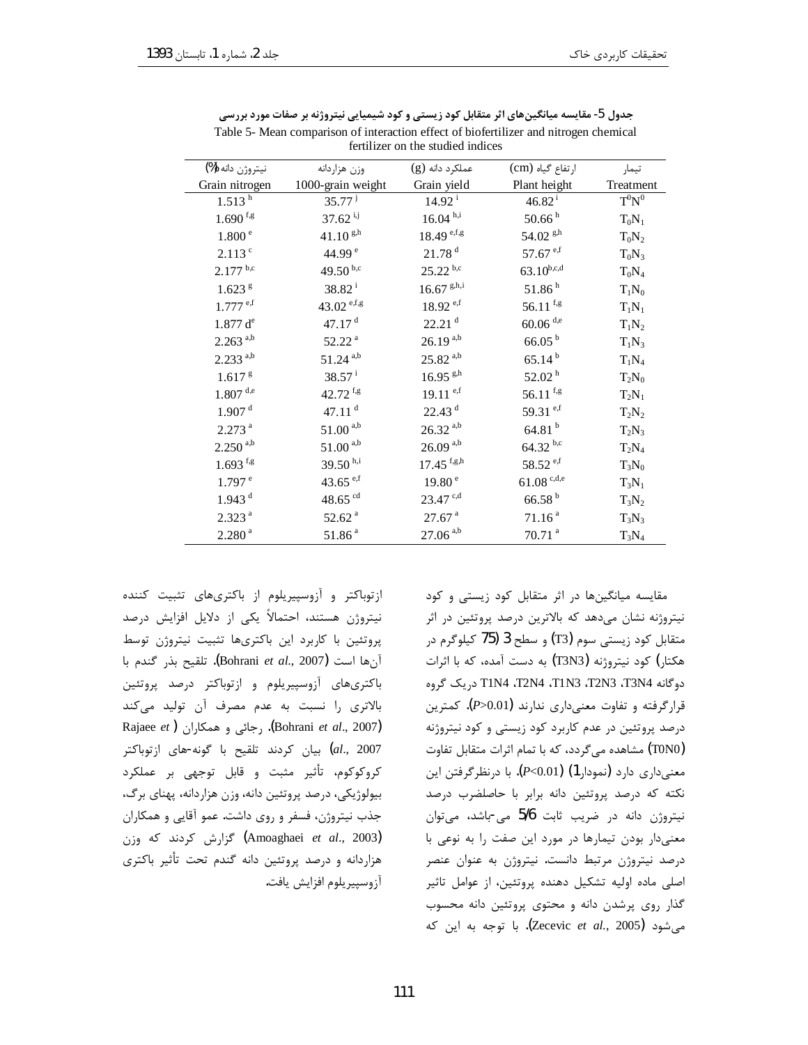جدول 5- مقایسه میانگین‌های اثر متقابل کود زیستی و کود شیمیایی نیتروژنه بر صفات مورد بررسی

Table 5- Mean comparison of interaction effect of biofertilizer and nitrogen chemical fertilizer on the studied indices

| نیتروژن دانه (%) Grain nitrogen | وزن هزاردانه 1000-grain weight | عملکرد دانه (g) Grain yield | ارتفاع گیاه (cm) Plant height | تیمار Treatment |
|---|---|---|---|---|
| 1.513 [h] | 35.77 [j] | 14.92 [i] | 46.82 [i] | $T^0N^0$ |
| 1.690 [f,g] | 37.62 [i,j] | 16.04 [h,i] | 50.66 [h] | $T_0N_1$ |
| 1.800 [e] | 41.10 [g,h] | 18.49 [e,f,g] | 54.02 [g,h] | $T_0N_2$ |
| 2.113 [c] | 44.99 [e] | 21.78 [d] | 57.67 [e,f] | $T_0N_3$ |
| 2.177 [b,c] | 49.50 [b,c] | 25.22 [b,c] | 63.10[b,c,d] | $T_0N_4$ |
| 1.623 [g] | 38.82 [i] | 16.67 [g,h,i] | 51.86 [h] | $T_1N_0$ |
| 1.777 [e,f] | 43.02 [e,f,g] | 18.92 [e,f] | 56.11 [f,g] | $T_1N_1$ |
| 1.877 d[e] | 47.17 [d] | 22.21 [d] | 60.06 [d,e] | $T_1N_2$ |
| 2.263 [a,b] | 52.22 [a] | 26.19 [a,b] | 66.05 [b] | $T_1N_3$ |
| 2.233 [a,b] | 51.24 [a,b] | 25.82 [a,b] | 65.14 [b] | $T_1N_4$ |
| 1.617 [g] | 38.57 [i] | 16.95 [g,h] | 52.02 [h] | $T_2N_0$ |
| 1.807 [d,e] | 42.72 [f,g] | 19.11 [e,f] | 56.11 [f,g] | $T_2N_1$ |
| 1.907 [d] | 47.11 [d] | 22.43 [d] | 59.31 [e,f] | $T_2N_2$ |
| 2.273 [a] | 51.00 [a,b] | 26.32 [a,b] | 64.81 [b] | $T_2N_3$ |
| 2.250 [a,b] | 51.00 [a,b] | 26.09 [a,b] | 64.32 [b,c] | $T_2N_4$ |
| 1.693 [f,g] | 39.50 [h,i] | 17.45 [f,g,h] | 58.52 [e,f] | $T_3N_0$ |
| 1.797 [e] | 43.65 [e,f] | 19.80 [e] | 61.08 [c,d,e] | $T_3N_1$ |
| 1.943 [d] | 48.65 [cd] | 23.47 [c,d] | 66.58 [b] | $T_3N_2$ |
| 2.323 [a] | 52.62 [a] | 27.67 [a] | 71.16 [a] | $T_3N_3$ |
| 2.280 [a] | 51.86 [a] | 27.06 [a,b] | 70.71 [a] | $T_3N_4$ |

مقایسه میانگین‌ها در اثر متقابل کود زیستی و کود نیتروژنه نشان می‌دهد که بالاترین درصد پروتئین در اثر متقابل کود زیستی سوم (T3) و سطح 3 (75 کیلوگرم در هکتار) کود نیتروژنه (T3N3) به دست آمده، که با اثرات دوگانه T3N4، T2N3، T1N3، T2N4، T1N4 دریک گروه قرارگرفته و تفاوت معنی‌داری ندارند ($P>0.01$). کمترین درصد پروتئین در عدم کاربرد کود زیستی و کود نیتروژنه (T0N0) مشاهده می‌گردد، که با تمام اثرات متقابل تفاوت معنی‌داری دارد (نمودار1) ($P<0.01$). با درنظرگرفتن این نکته که درصد پروتئین دانه برابر با حاصلضرب درصد نیتروژن دانه در ضریب ثابت 5/6 می‌باشد، می‌توان معنی‌دار بودن تیمارها در مورد این صفت را به نوعی با درصد نیتروژن مرتبط دانست. نیتروژن به عنوان عنصر اصلی ماده اولیه تشکیل دهنده پروتئین، از عوامل تاثیر گذار روی پرشدن دانه و محتوی پروتئین دانه محسوب می‌شود (Zecevic *et al.*, 2005). با توجه به این که ازتوباکتر و آزوسپیریلوم از باکتری‌های تثبیت کننده نیتروژن هستند، احتمالاً یکی از دلایل افزایش درصد پروتئین با کاربرد این باکتری‌ها تثبیت نیتروژن توسط آن‌ها است (Bohrani *et al.*, 2007). تلقیح بذر گندم با باکتری‌های آزوسپیریلوم و ازتوباکتر درصد پروتئین بالاتری را نسبت به عدم مصرف آن تولید می‌کند (Bohrani *et al.*, 2007). رجائی و همکاران (Rajaee *et al.*, 2007) بیان کردند تلقیح با گونه‌های ازتوباکتر کروکوکوم، تأثیر مثبت و قابل توجهی بر عملکرد بیولوژیکی، درصد پروتئین دانه، وزن هزاردانه، پهنای برگ، جذب نیتروژن، فسفر و روی داشت. عمو آقایی و همکاران (Amoaghaei *et al.*, 2003) گزارش کردند که وزن هزاردانه و درصد پروتئین دانه گندم تحت تأثیر باکتری آزوسپیریلوم افزایش یافت.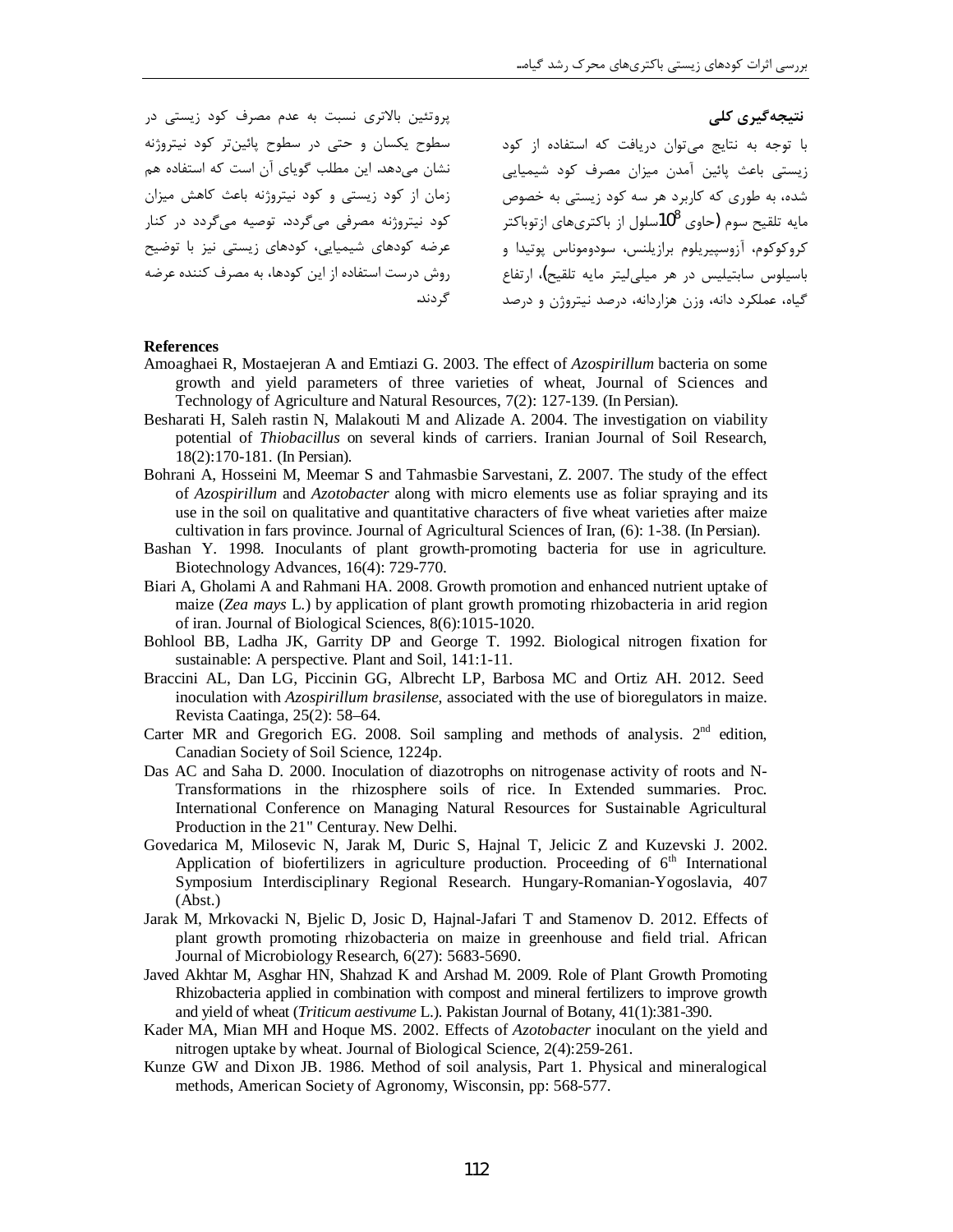## نتیجه‌گیری کلی

با توجه به نتایج می‌توان دریافت که استفاده از کود زیستی باعث پائین آمدن میزان مصرف کود شیمیایی شده، به طوری که کاربرد هر سه کود زیستی به خصوص مایه تلقیح سوم (حاوی $10^8$سلول از باکتری‌های ازتوباکتر کروکوکوم، آزوسپیریلوم برازیلنس، سودوموناس پوتیدا و باسیلوس سابتیلیس در هر میلی‌لیتر مایه تلقیح)، ارتفاع گیاه، عملکرد دانه، وزن هزاردانه، درصد نیتروژن و درصد پروتئین بالاتری نسبت به عدم مصرف کود زیستی در سطوح یکسان و حتی در سطوح پائین‌تر کود نیتروژنه نشان می‌دهد. این مطلب گویای آن است که استفاده هم زمان از کود زیستی و کود نیتروژنه باعث کاهش میزان کود نیتروژنه مصرفی می‌گردد. توصیه می‌گردد در کنار عرضه کودهای شیمیایی، کودهای زیستی نیز با توضیح روش درست استفاده از این کودها، به مصرف کننده عرضه گردند.

**References**

Amoaghaei R, Mostaejeran A and Emtiazi G. 2003. The effect of *Azospirillum* bacteria on some growth and yield parameters of three varieties of wheat, Journal of Sciences and Technology of Agriculture and Natural Resources, 7(2): 127-139. (In Persian).

Besharati H, Saleh rastin N, Malakouti M and Alizade A. 2004. The investigation on viability potential of *Thiobacillus* on several kinds of carriers. Iranian Journal of Soil Research, 18(2):170-181. (In Persian).

Bohrani A, Hosseini M, Meemar S and Tahmasbie Sarvestani, Z. 2007. The study of the effect of *Azospirillum* and *Azotobacter* along with micro elements use as foliar spraying and its use in the soil on qualitative and quantitative characters of five wheat varieties after maize cultivation in fars province. Journal of Agricultural Sciences of Iran, (6): 1-38. (In Persian).

Bashan Y. 1998. Inoculants of plant growth-promoting bacteria for use in agriculture. Biotechnology Advances, 16(4): 729-770.

Biari A, Gholami A and Rahmani HA. 2008. Growth promotion and enhanced nutrient uptake of maize (*Zea mays* L.) by application of plant growth promoting rhizobacteria in arid region of iran. Journal of Biological Sciences, 8(6):1015-1020.

Bohlool BB, Ladha JK, Garrity DP and George T. 1992. Biological nitrogen fixation for sustainable: A perspective. Plant and Soil, 141:1-11.

Braccini AL, Dan LG, Piccinin GG, Albrecht LP, Barbosa MC and Ortiz AH. 2012. Seed inoculation with *Azospirillum brasilense*, associated with the use of bioregulators in maize. Revista Caatinga, 25(2): 58–64.

Carter MR and Gregorich EG. 2008. Soil sampling and methods of analysis. 2nd edition, Canadian Society of Soil Science, 1224p.

Das AC and Saha D. 2000. Inoculation of diazotrophs on nitrogenase activity of roots and N-Transformations in the rhizosphere soils of rice. In Extended summaries. Proc. International Conference on Managing Natural Resources for Sustainable Agricultural Production in the 21" Centuray. New Delhi.

Govedarica M, Milosevic N, Jarak M, Duric S, Hajnal T, Jelicic Z and Kuzevski J. 2002. Application of biofertilizers in agriculture production. Proceeding of 6th International Symposium Interdisciplinary Regional Research. Hungary-Romanian-Yogoslavia, 407 (Abst.)

Jarak M, Mrkovacki N, Bjelic D, Josic D, Hajnal-Jafari T and Stamenov D. 2012. Effects of plant growth promoting rhizobacteria on maize in greenhouse and field trial. African Journal of Microbiology Research, 6(27): 5683-5690.

Javed Akhtar M, Asghar HN, Shahzad K and Arshad M. 2009. Role of Plant Growth Promoting Rhizobacteria applied in combination with compost and mineral fertilizers to improve growth and yield of wheat (*Triticum aestivume* L.). Pakistan Journal of Botany, 41(1):381-390.

Kader MA, Mian MH and Hoque MS. 2002. Effects of *Azotobacter* inoculant on the yield and nitrogen uptake by wheat. Journal of Biological Science, 2(4):259-261.

Kunze GW and Dixon JB. 1986. Method of soil analysis, Part 1. Physical and mineralogical methods, American Society of Agronomy, Wisconsin, pp: 568-577.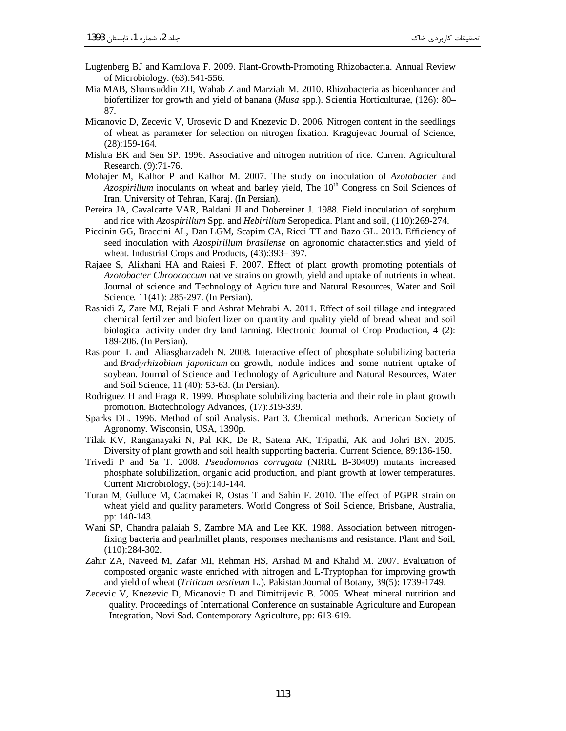Lugtenberg BJ and Kamilova F. 2009. Plant-Growth-Promoting Rhizobacteria. Annual Review of Microbiology. (63):541-556.

Mia MAB, Shamsuddin ZH, Wahab Z and Marziah M. 2010. Rhizobacteria as bioenhancer and biofertilizer for growth and yield of banana (*Musa* spp.). Scientia Horticulturae, (126): 80–87.

Micanovic D, Zecevic V, Urosevic D and Knezevic D. 2006. Nitrogen content in the seedlings of wheat as parameter for selection on nitrogen fixation. Kragujevac Journal of Science, (28):159-164.

Mishra BK and Sen SP. 1996. Associative and nitrogen nutrition of rice. Current Agricultural Research. (9):71-76.

Mohajer M, Kalhor P and Kalhor M. 2007. The study on inoculation of *Azotobacter* and *Azospirillum* inoculants on wheat and barley yield, The 10th Congress on Soil Sciences of Iran. University of Tehran, Karaj. (In Persian).

Pereira JA, Cavalcarte VAR, Baldani JI and Dobereiner J. 1988. Field inoculation of sorghum and rice with *Azospirillum* Spp. and *Hebirillum* Seropedica. Plant and soil, (110):269-274.

Piccinin GG, Braccini AL, Dan LGM, Scapim CA, Ricci TT and Bazo GL. 2013. Efficiency of seed inoculation with *Azospirillum brasilense* on agronomic characteristics and yield of wheat. Industrial Crops and Products, (43):393– 397.

Rajaee S, Alikhani HA and Raiesi F. 2007. Effect of plant growth promoting potentials of *Azotobacter Chroococcum* native strains on growth, yield and uptake of nutrients in wheat. Journal of science and Technology of Agriculture and Natural Resources, Water and Soil Science. 11(41): 285-297. (In Persian).

Rashidi Z, Zare MJ, Rejali F and Ashraf Mehrabi A. 2011. Effect of soil tillage and integrated chemical fertilizer and biofertilizer on quantity and quality yield of bread wheat and soil biological activity under dry land farming. Electronic Journal of Crop Production, 4 (2): 189-206. (In Persian).

Rasipour L and Aliasgharzadeh N. 2008. Interactive effect of phosphate solubilizing bacteria and *Bradyrhizobium japonicum* on growth, nodule indices and some nutrient uptake of soybean. Journal of Science and Technology of Agriculture and Natural Resources, Water and Soil Science, 11 (40): 53-63. (In Persian).

Rodriguez H and Fraga R. 1999. Phosphate solubilizing bacteria and their role in plant growth promotion. Biotechnology Advances, (17):319-339.

Sparks DL. 1996. Method of soil Analysis. Part 3. Chemical methods. American Society of Agronomy. Wisconsin, USA, 1390p.

Tilak KV, Ranganayaki N, Pal KK, De R, Satena AK, Tripathi, AK and Johri BN. 2005. Diversity of plant growth and soil health supporting bacteria. Current Science, 89:136-150.

Trivedi P and Sa T. 2008. *Pseudomonas corrugata* (NRRL B-30409) mutants increased phosphate solubilization, organic acid production, and plant growth at lower temperatures. Current Microbiology, (56):140-144.

Turan M, Gulluce M, Cacmakei R, Ostas T and Sahin F. 2010. The effect of PGPR strain on wheat yield and quality parameters. World Congress of Soil Science, Brisbane, Australia, pp: 140-143.

Wani SP, Chandra palaiah S, Zambre MA and Lee KK. 1988. Association between nitrogen-fixing bacteria and pearlmillet plants, responses mechanisms and resistance. Plant and Soil, (110):284-302.

Zahir ZA, Naveed M, Zafar MI, Rehman HS, Arshad M and Khalid M. 2007. Evaluation of composted organic waste enriched with nitrogen and L-Tryptophan for improving growth and yield of wheat (*Triticum aestivum* L.). Pakistan Journal of Botany, 39(5): 1739-1749.

Zecevic V, Knezevic D, Micanovic D and Dimitrijevic B. 2005. Wheat mineral nutrition and quality. Proceedings of International Conference on sustainable Agriculture and European Integration, Novi Sad. Contemporary Agriculture, pp: 613-619.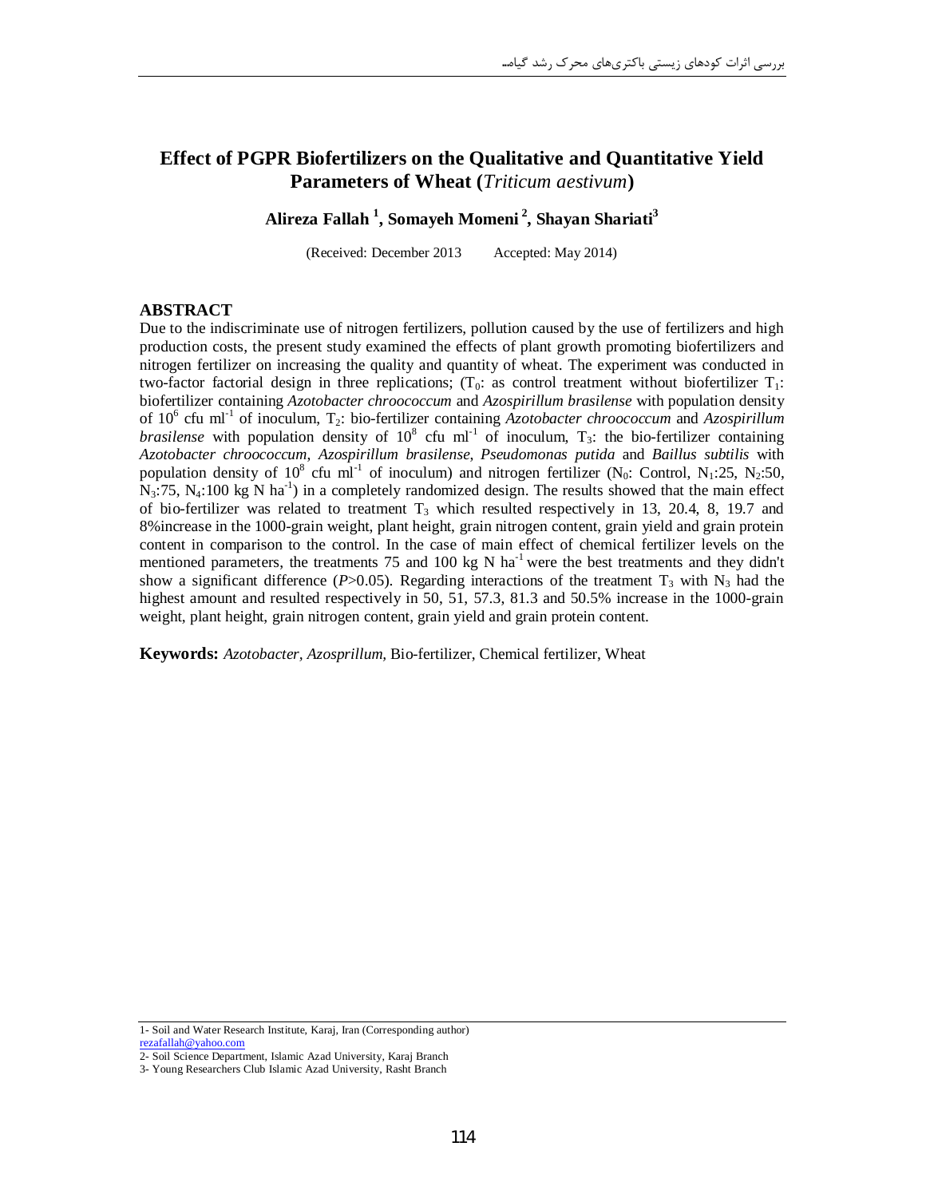# Effect of PGPR Biofertilizers on the Qualitative and Quantitative Yield Parameters of Wheat (*Triticum aestivum*)

**Alireza Fallah [1], Somayeh Momeni [2], Shayan Shariati[3]**

(Received: December 2013 Accepted: May 2014)

## ABSTRACT

Due to the indiscriminate use of nitrogen fertilizers, pollution caused by the use of fertilizers and high production costs, the present study examined the effects of plant growth promoting biofertilizers and nitrogen fertilizer on increasing the quality and quantity of wheat. The experiment was conducted in two-factor factorial design in three replications; ($T_0$: as control treatment without biofertilizer $T_1$: biofertilizer containing *Azotobacter chroococcum* and *Azospirillum brasilense* with population density of $10^6$ cfu $ml^{-1}$ of inoculum, $T_2$: bio-fertilizer containing *Azotobacter chroococcum* and *Azospirillum brasilense* with population density of $10^8$ cfu $ml^{-1}$ of inoculum, $T_3$: the bio-fertilizer containing *Azotobacter chroococcum*, *Azospirillum brasilense*, *Pseudomonas putida* and *Baillus subtilis* with population density of $10^8$ cfu $ml^{-1}$ of inoculum) and nitrogen fertilizer ($N_0$: Control, $N_1$:25, $N_2$:50, $N_3$:75, $N_4$:100 kg N $ha^{-1}$) in a completely randomized design. The results showed that the main effect of bio-fertilizer was related to treatment $T_3$ which resulted respectively in 13, 20.4, 8, 19.7 and 8%increase in the 1000-grain weight, plant height, grain nitrogen content, grain yield and grain protein content in comparison to the control. In the case of main effect of chemical fertilizer levels on the mentioned parameters, the treatments 75 and 100 kg N $ha^{-1}$ were the best treatments and they didn't show a significant difference ($P>0.05$). Regarding interactions of the treatment $T_3$ with $N_3$ had the highest amount and resulted respectively in 50, 51, 57.3, 81.3 and 50.5% increase in the 1000-grain weight, plant height, grain nitrogen content, grain yield and grain protein content.

**Keywords:** *Azotobacter*, *Azosprillum*, Bio-fertilizer, Chemical fertilizer, Wheat

1- Soil and Water Research Institute, Karaj, Iran (Corresponding author)
rezafallah@yahoo.com

2- Soil Science Department, Islamic Azad University, Karaj Branch

3- Young Researchers Club Islamic Azad University, Rasht Branch